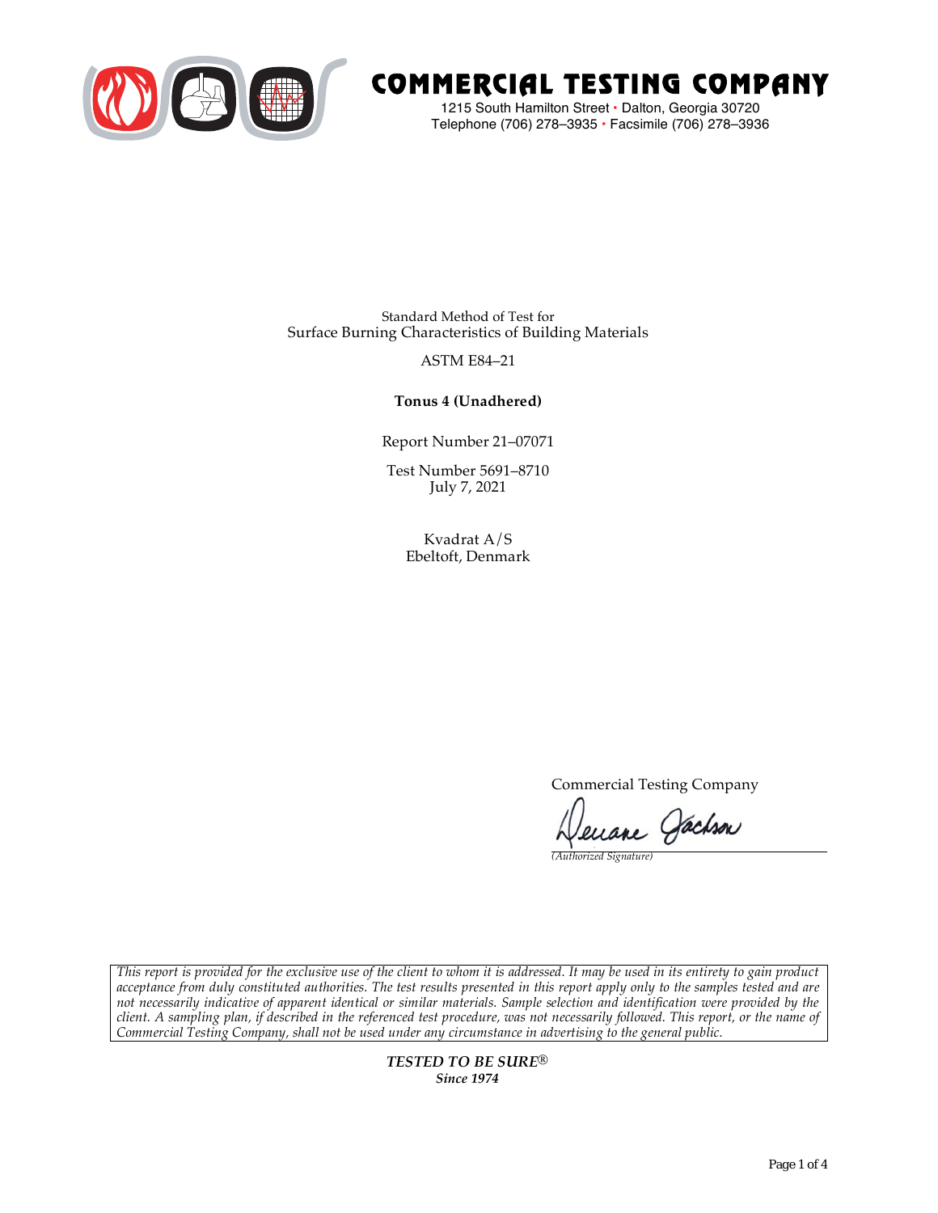# COMMERCIAL TESTING COMPANY

1215 South Hamilton Street • Dalton, Georgia 30720
Telephone (706) 278–3935 • Facsimile (706) 278–3936

Standard Method of Test for
Surface Burning Characteristics of Building Materials

ASTM E84–21

**Tonus 4 (Unadhered)**

Report Number 21–07071

Test Number 5691–8710
July 7, 2021

Kvadrat A/S
Ebeltoft, Denmark

Commercial Testing Company

*(Authorized Signature)*

*This report is provided for the exclusive use of the client to whom it is addressed. It may be used in its entirety to gain product acceptance from duly constituted authorities. The test results presented in this report apply only to the samples tested and are not necessarily indicative of apparent identical or similar materials. Sample selection and identification were provided by the client. A sampling plan, if described in the referenced test procedure, was not necessarily followed. This report, or the name of Commercial Testing Company, shall not be used under any circumstance in advertising to the general public.*

***TESTED TO BE SURE®***
***Since 1974***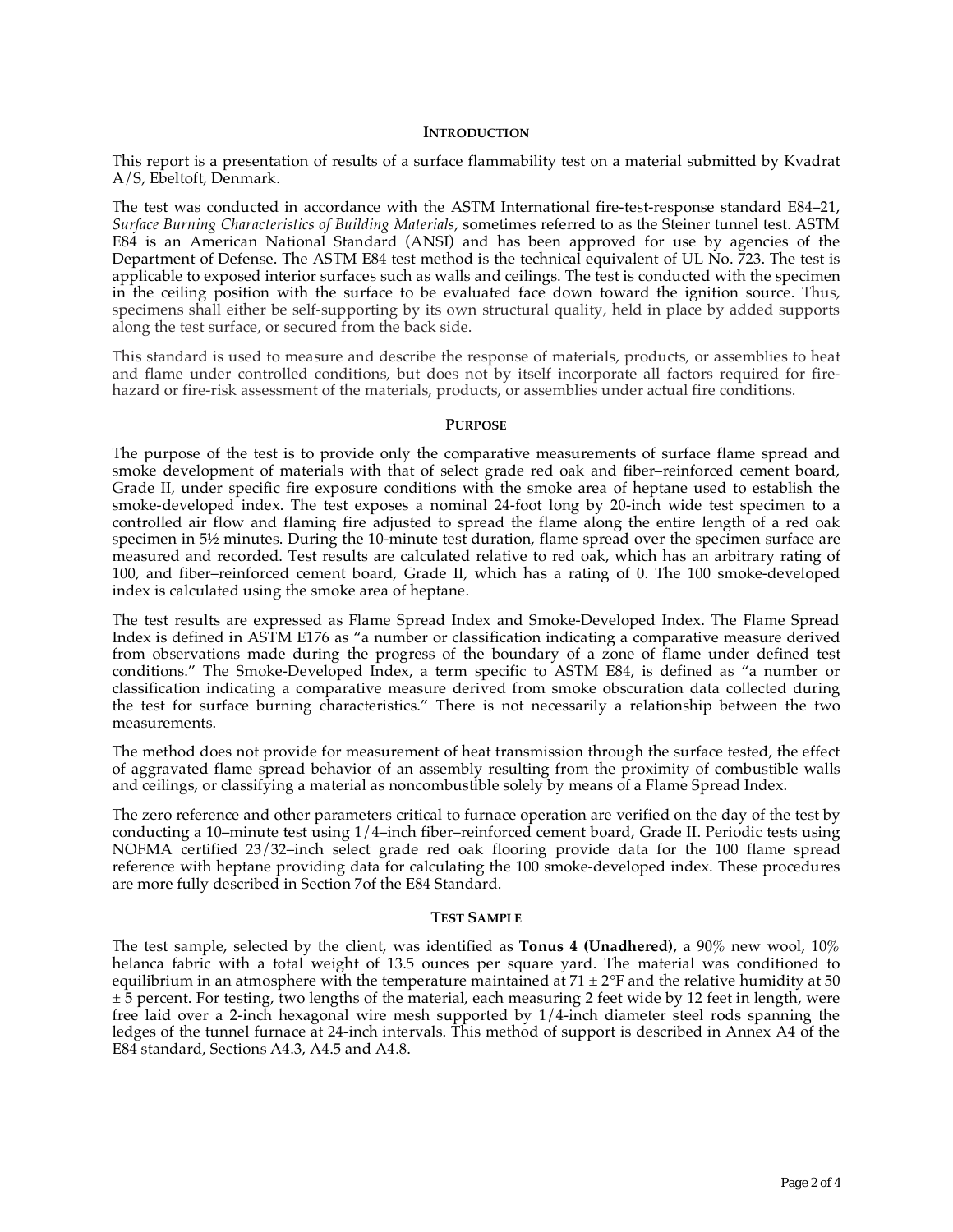## Introduction

This report is a presentation of results of a surface flammability test on a material submitted by Kvadrat A/S, Ebeltoft, Denmark.

The test was conducted in accordance with the ASTM International fire-test-response standard E84–21, *Surface Burning Characteristics of Building Materials*, sometimes referred to as the Steiner tunnel test. ASTM E84 is an American National Standard (ANSI) and has been approved for use by agencies of the Department of Defense. The ASTM E84 test method is the technical equivalent of UL No. 723. The test is applicable to exposed interior surfaces such as walls and ceilings. The test is conducted with the specimen in the ceiling position with the surface to be evaluated face down toward the ignition source. Thus, specimens shall either be self-supporting by its own structural quality, held in place by added supports along the test surface, or secured from the back side.

This standard is used to measure and describe the response of materials, products, or assemblies to heat and flame under controlled conditions, but does not by itself incorporate all factors required for fire-hazard or fire-risk assessment of the materials, products, or assemblies under actual fire conditions.

## Purpose

The purpose of the test is to provide only the comparative measurements of surface flame spread and smoke development of materials with that of select grade red oak and fiber–reinforced cement board, Grade II, under specific fire exposure conditions with the smoke area of heptane used to establish the smoke-developed index. The test exposes a nominal 24-foot long by 20-inch wide test specimen to a controlled air flow and flaming fire adjusted to spread the flame along the entire length of a red oak specimen in 5½ minutes. During the 10-minute test duration, flame spread over the specimen surface are measured and recorded. Test results are calculated relative to red oak, which has an arbitrary rating of 100, and fiber–reinforced cement board, Grade II, which has a rating of 0. The 100 smoke-developed index is calculated using the smoke area of heptane.

The test results are expressed as Flame Spread Index and Smoke-Developed Index. The Flame Spread Index is defined in ASTM E176 as "a number or classification indicating a comparative measure derived from observations made during the progress of the boundary of a zone of flame under defined test conditions." The Smoke-Developed Index, a term specific to ASTM E84, is defined as "a number or classification indicating a comparative measure derived from smoke obscuration data collected during the test for surface burning characteristics." There is not necessarily a relationship between the two measurements.

The method does not provide for measurement of heat transmission through the surface tested, the effect of aggravated flame spread behavior of an assembly resulting from the proximity of combustible walls and ceilings, or classifying a material as noncombustible solely by means of a Flame Spread Index.

The zero reference and other parameters critical to furnace operation are verified on the day of the test by conducting a 10–minute test using 1/4–inch fiber–reinforced cement board, Grade II. Periodic tests using NOFMA certified 23/32–inch select grade red oak flooring provide data for the 100 flame spread reference with heptane providing data for calculating the 100 smoke-developed index. These procedures are more fully described in Section 7of the E84 Standard.

## Test Sample

The test sample, selected by the client, was identified as **Tonus 4 (Unadhered)**, a 90% new wool, 10% helanca fabric with a total weight of 13.5 ounces per square yard. The material was conditioned to equilibrium in an atmosphere with the temperature maintained at 71 ± 2°F and the relative humidity at 50 ± 5 percent. For testing, two lengths of the material, each measuring 2 feet wide by 12 feet in length, were free laid over a 2-inch hexagonal wire mesh supported by 1/4-inch diameter steel rods spanning the ledges of the tunnel furnace at 24-inch intervals. This method of support is described in Annex A4 of the E84 standard, Sections A4.3, A4.5 and A4.8.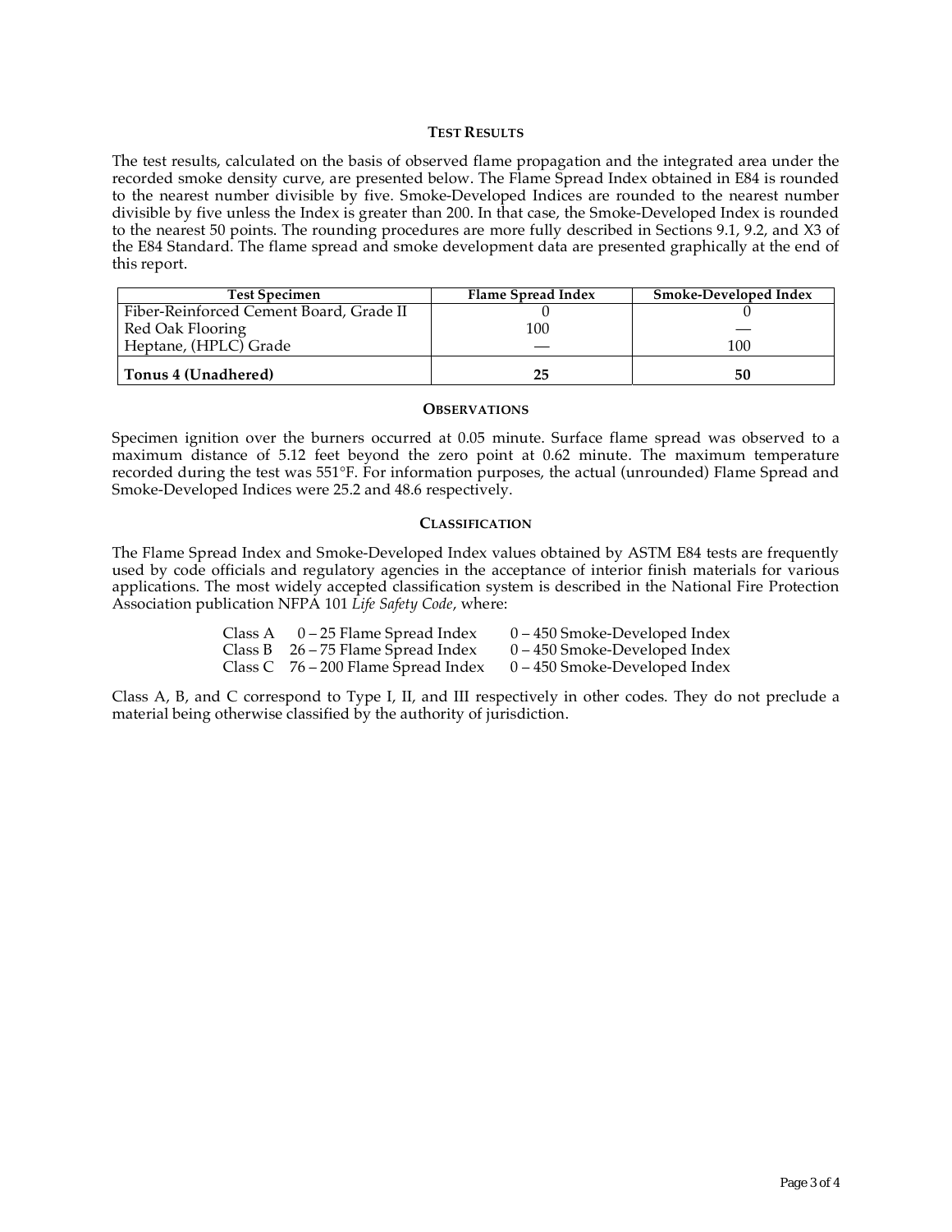## TEST RESULTS

The test results, calculated on the basis of observed flame propagation and the integrated area under the recorded smoke density curve, are presented below. The Flame Spread Index obtained in E84 is rounded to the nearest number divisible by five. Smoke-Developed Indices are rounded to the nearest number divisible by five unless the Index is greater than 200. In that case, the Smoke-Developed Index is rounded to the nearest 50 points. The rounding procedures are more fully described in Sections 9.1, 9.2, and X3 of the E84 Standard. The flame spread and smoke development data are presented graphically at the end of this report.

| Test Specimen | Flame Spread Index | Smoke-Developed Index |
|---|---|---|
| Fiber-Reinforced Cement Board, Grade II | 0 | 0 |
| Red Oak Flooring | 100 | — |
| Heptane, (HPLC) Grade | — | 100 |
| **Tonus 4 (Unadhered)** | **25** | **50** |

## OBSERVATIONS

Specimen ignition over the burners occurred at 0.05 minute. Surface flame spread was observed to a maximum distance of 5.12 feet beyond the zero point at 0.62 minute. The maximum temperature recorded during the test was 551°F. For information purposes, the actual (unrounded) Flame Spread and Smoke-Developed Indices were 25.2 and 48.6 respectively.

## CLASSIFICATION

The Flame Spread Index and Smoke-Developed Index values obtained by ASTM E84 tests are frequently used by code officials and regulatory agencies in the acceptance of interior finish materials for various applications. The most widely accepted classification system is described in the National Fire Protection Association publication NFPA 101 *Life Safety Code*, where:

| | | |
|---|---|---|
| Class A | 0 – 25 Flame Spread Index | 0 – 450 Smoke-Developed Index |
| Class B | 26 – 75 Flame Spread Index | 0 – 450 Smoke-Developed Index |
| Class C | 76 – 200 Flame Spread Index | 0 – 450 Smoke-Developed Index |

Class A, B, and C correspond to Type I, II, and III respectively in other codes. They do not preclude a material being otherwise classified by the authority of jurisdiction.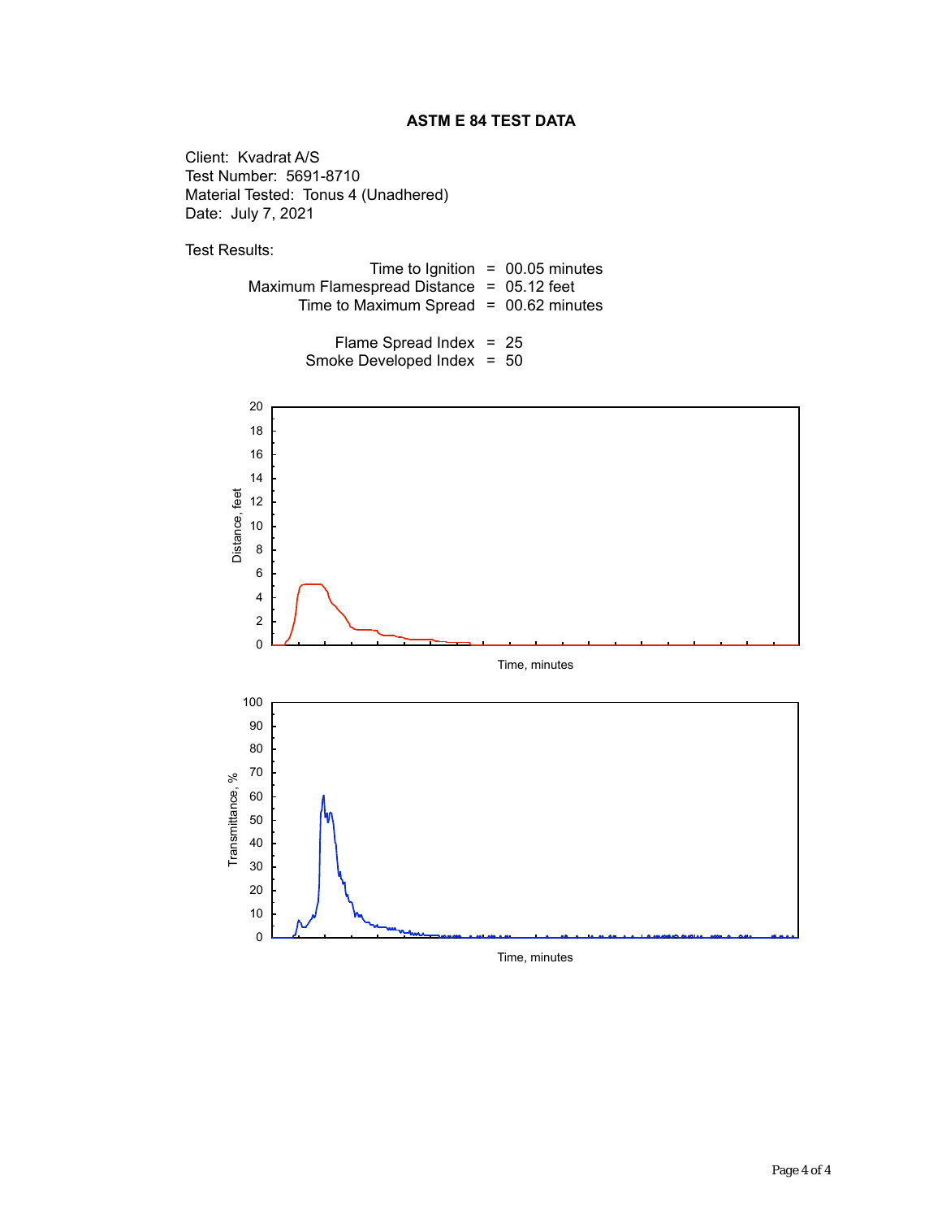# ASTM E 84 TEST DATA

Client: Kvadrat A/S
Test Number: 5691-8710
Material Tested: Tonus 4 (Unadhered)
Date: July 7, 2021

Test Results:

Time to Ignition = 00.05 minutes
Maximum Flamespread Distance = 05.12 feet
Time to Maximum Spread = 00.62 minutes

Flame Spread Index = 25
Smoke Developed Index = 50

Distance, feet
20
18
16
14
12
10
8
6
4
2
0
Time, minutes

Transmittance, %
100
90
80
70
60
50
40
30
20
10
0
Time, minutes